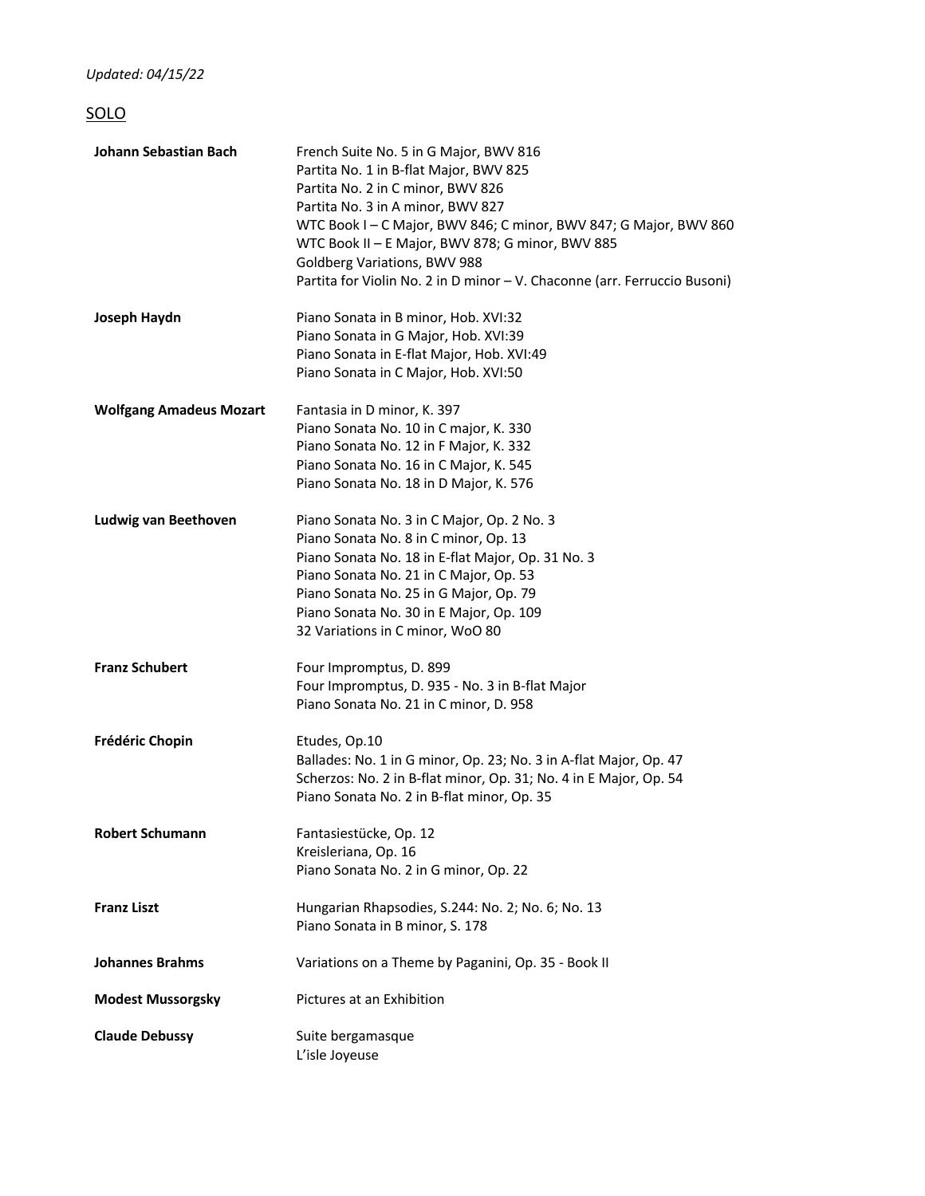*Updated: 04/15/22*

SOLO

| | |
|---|---|
| **Johann Sebastian Bach** | French Suite No. 5 in G Major, BWV 816<br>Partita No. 1 in B-flat Major, BWV 825<br>Partita No. 2 in C minor, BWV 826<br>Partita No. 3 in A minor, BWV 827<br>WTC Book I – C Major, BWV 846; C minor, BWV 847; G Major, BWV 860<br>WTC Book II – E Major, BWV 878; G minor, BWV 885<br>Goldberg Variations, BWV 988<br>Partita for Violin No. 2 in D minor – V. Chaconne (arr. Ferruccio Busoni) |
| **Joseph Haydn** | Piano Sonata in B minor, Hob. XVI:32<br>Piano Sonata in G Major, Hob. XVI:39<br>Piano Sonata in E-flat Major, Hob. XVI:49<br>Piano Sonata in C Major, Hob. XVI:50 |
| **Wolfgang Amadeus Mozart** | Fantasia in D minor, K. 397<br>Piano Sonata No. 10 in C major, K. 330<br>Piano Sonata No. 12 in F Major, K. 332<br>Piano Sonata No. 16 in C Major, K. 545<br>Piano Sonata No. 18 in D Major, K. 576 |
| **Ludwig van Beethoven** | Piano Sonata No. 3 in C Major, Op. 2 No. 3<br>Piano Sonata No. 8 in C minor, Op. 13<br>Piano Sonata No. 18 in E-flat Major, Op. 31 No. 3<br>Piano Sonata No. 21 in C Major, Op. 53<br>Piano Sonata No. 25 in G Major, Op. 79<br>Piano Sonata No. 30 in E Major, Op. 109<br>32 Variations in C minor, WoO 80 |
| **Franz Schubert** | Four Impromptus, D. 899<br>Four Impromptus, D. 935 - No. 3 in B-flat Major<br>Piano Sonata No. 21 in C minor, D. 958 |
| **Frédéric Chopin** | Etudes, Op.10<br>Ballades: No. 1 in G minor, Op. 23; No. 3 in A-flat Major, Op. 47<br>Scherzos: No. 2 in B-flat minor, Op. 31; No. 4 in E Major, Op. 54<br>Piano Sonata No. 2 in B-flat minor, Op. 35 |
| **Robert Schumann** | Fantasiestücke, Op. 12<br>Kreisleriana, Op. 16<br>Piano Sonata No. 2 in G minor, Op. 22 |
| **Franz Liszt** | Hungarian Rhapsodies, S.244: No. 2; No. 6; No. 13<br>Piano Sonata in B minor, S. 178 |
| **Johannes Brahms** | Variations on a Theme by Paganini, Op. 35 - Book II |
| **Modest Mussorgsky** | Pictures at an Exhibition |
| **Claude Debussy** | Suite bergamasque<br>L'isle Joyeuse |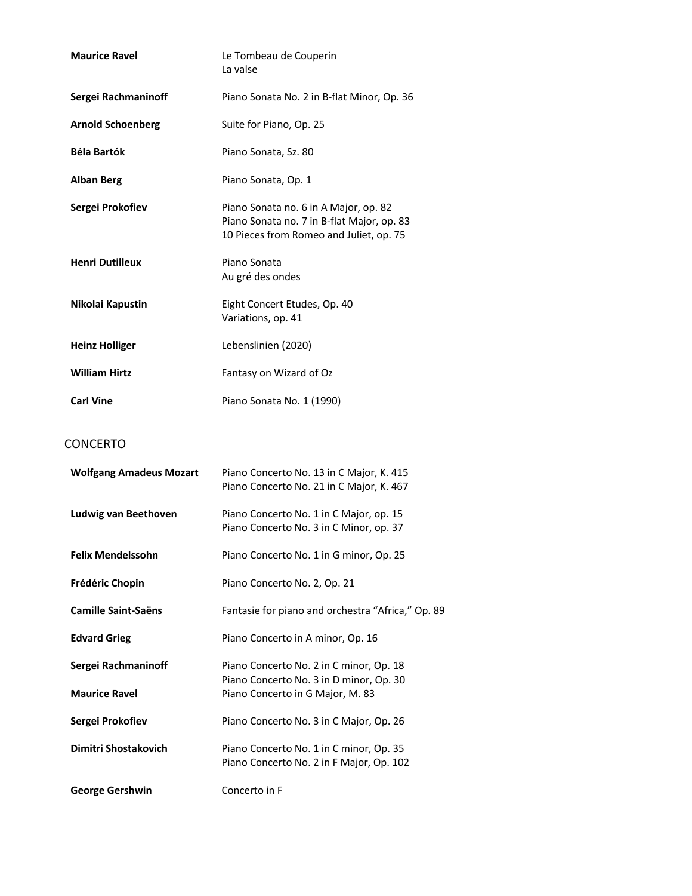| | |
|---|---|
| **Maurice Ravel** | Le Tombeau de Couperin<br>La valse |
| **Sergei Rachmaninoff** | Piano Sonata No. 2 in B-flat Minor, Op. 36 |
| **Arnold Schoenberg** | Suite for Piano, Op. 25 |
| **Béla Bartók** | Piano Sonata, Sz. 80 |
| **Alban Berg** | Piano Sonata, Op. 1 |
| **Sergei Prokofiev** | Piano Sonata no. 6 in A Major, op. 82<br>Piano Sonata no. 7 in B-flat Major, op. 83<br>10 Pieces from Romeo and Juliet, op. 75 |
| **Henri Dutilleux** | Piano Sonata<br>Au gré des ondes |
| **Nikolai Kapustin** | Eight Concert Etudes, Op. 40<br>Variations, op. 41 |
| **Heinz Holliger** | Lebenslinien (2020) |
| **William Hirtz** | Fantasy on Wizard of Oz |
| **Carl Vine** | Piano Sonata No. 1 (1990) |

## CONCERTO

| | |
|---|---|
| **Wolfgang Amadeus Mozart** | Piano Concerto No. 13 in C Major, K. 415<br>Piano Concerto No. 21 in C Major, K. 467 |
| **Ludwig van Beethoven** | Piano Concerto No. 1 in C Major, op. 15<br>Piano Concerto No. 3 in C Minor, op. 37 |
| **Felix Mendelssohn** | Piano Concerto No. 1 in G minor, Op. 25 |
| **Frédéric Chopin** | Piano Concerto No. 2, Op. 21 |
| **Camille Saint-Saëns** | Fantasie for piano and orchestra "Africa," Op. 89 |
| **Edvard Grieg** | Piano Concerto in A minor, Op. 16 |
| **Sergei Rachmaninoff** | Piano Concerto No. 2 in C minor, Op. 18<br>Piano Concerto No. 3 in D minor, Op. 30 |
| **Maurice Ravel** | Piano Concerto in G Major, M. 83 |
| **Sergei Prokofiev** | Piano Concerto No. 3 in C Major, Op. 26 |
| **Dimitri Shostakovich** | Piano Concerto No. 1 in C minor, Op. 35<br>Piano Concerto No. 2 in F Major, Op. 102 |
| **George Gershwin** | Concerto in F |